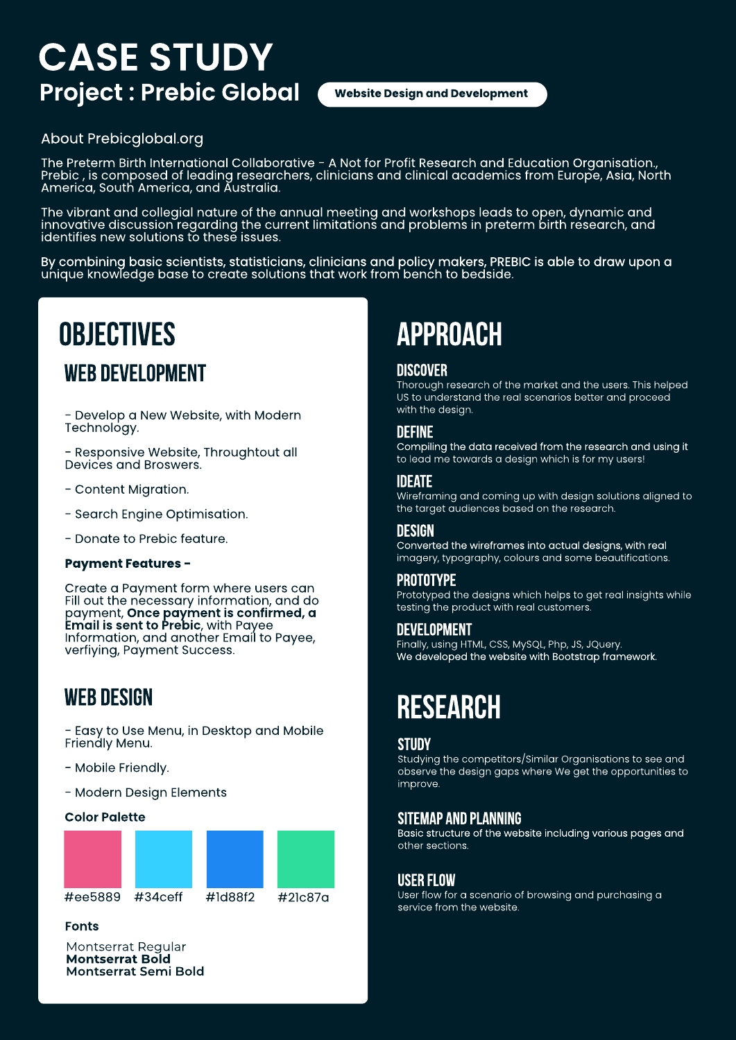# CASE STUDY

## Project : Prebic Global

**Website Design and Development**

About Prebicglobal.org

The Preterm Birth International Collaborative - A Not for Profit Research and Education Organisation., Prebic , is composed of leading researchers, clinicians and clinical academics from Europe, Asia, North America, South America, and Australia.

The vibrant and collegial nature of the annual meeting and workshops leads to open, dynamic and innovative discussion regarding the current limitations and problems in preterm birth research, and identifies new solutions to these issues.

By combining basic scientists, statisticians, clinicians and policy makers, PREBIC is able to draw upon a unique knowledge base to create solutions that work from bench to bedside.

## OBJECTIVES

### WEB DEVELOPMENT

- Develop a New Website, with Modern Technology.

- Responsive Website, Throughtout all Devices and Broswers.

- Content Migration.

- Search Engine Optimisation.

- Donate to Prebic feature.

**Payment Features -**

Create a Payment form where users can Fill out the necessary information, and do payment, **Once payment is confirmed, a Email is sent to Prebic**, with Payee Information, and another Email to Payee, verfiying, Payment Success.

### WEB DESIGN

- Easy to Use Menu, in Desktop and Mobile Friendly Menu.

- Mobile Friendly.

- Modern Design Elements

**Color Palette**

#ee5889 #34ceff #1d88f2 #21c87a

**Fonts**

Montserrat Regular
**Montserrat Bold**
**Montserrat Semi Bold**

## APPROACH

### DISCOVER

Thorough research of the market and the users. This helped US to understand the real scenarios better and proceed with the design.

### DEFINE

Compiling the data received from the research and using it to lead me towards a design which is for my users!

### IDEATE

Wireframing and coming up with design solutions aligned to the target audiences based on the research.

### DESIGN

Converted the wireframes into actual designs, with real imagery, typography, colours and some beautifications.

### PROTOTYPE

Prototyped the designs which helps to get real insights while testing the product with real customers.

### DEVELOPMENT

Finally, using HTML, CSS, MySQL, Php, JS, JQuery.
We developed the website with Bootstrap framework.

## RESEARCH

### STUDY

Studying the competitors/Similar Organisations to see and observe the design gaps where We get the opportunities to improve.

### SITEMAP AND PLANNING

Basic structure of the website including various pages and other sections.

### USER FLOW

User flow for a scenario of browsing and purchasing a service from the website.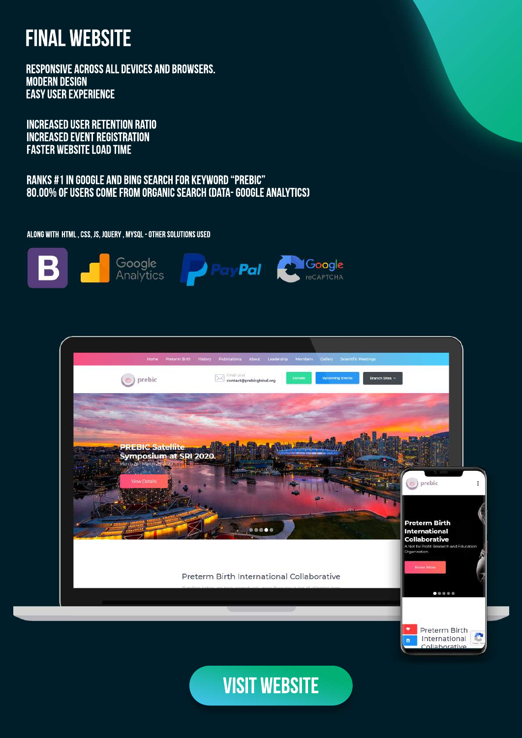# FINAL WEBSITE

RESPONSIVE ACROSS ALL DEVICES AND BROWSERS.
MODERN DESIGN
EASY USER EXPERIENCE

INCREASED USER RETENTION RATIO
INCREASED EVENT REGISTRATION
FASTER WEBSITE LOAD TIME

RANKS #1 IN GOOGLE AND BING SEARCH FOR KEYWORD "PREBIC"
80.00% OF USERS COME FROM ORGANIC SEARCH (DATA- GOOGLE ANALYTICS)

ALONG WITH HTML, CSS, JS, JQUERY, MYSQL - OTHER SOLUTIONS USED

Google Analytics
PayPal
Google reCAPTCHA

VISIT WEBSITE